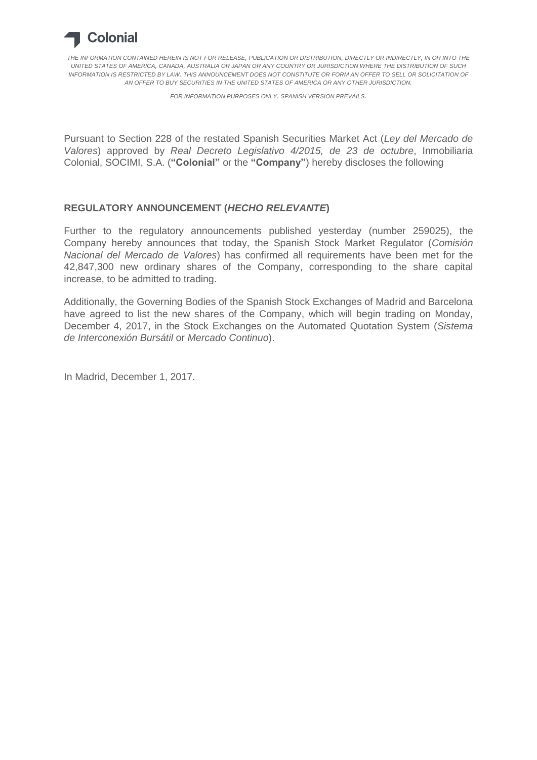**Colonial**

*THE INFORMATION CONTAINED HEREIN IS NOT FOR RELEASE, PUBLICATION OR DISTRIBUTION, DIRECTLY OR INDIRECTLY, IN OR INTO THE UNITED STATES OF AMERICA, CANADA, AUSTRALIA OR JAPAN OR ANY COUNTRY OR JURISDICTION WHERE THE DISTRIBUTION OF SUCH INFORMATION IS RESTRICTED BY LAW. THIS ANNOUNCEMENT DOES NOT CONSTITUTE OR FORM AN OFFER TO SELL OR SOLICITATION OF AN OFFER TO BUY SECURITIES IN THE UNITED STATES OF AMERICA OR ANY OTHER JURISDICTION.*

*FOR INFORMATION PURPOSES ONLY. SPANISH VERSION PREVAILS.*

Pursuant to Section 228 of the restated Spanish Securities Market Act (*Ley del Mercado de Valores*) approved by *Real Decreto Legislativo 4/2015, de 23 de octubre*, Inmobiliaria Colonial, SOCIMI, S.A. (**"Colonial"** or the **"Company"**) hereby discloses the following

## REGULATORY ANNOUNCEMENT (*HECHO RELEVANTE*)

Further to the regulatory announcements published yesterday (number 259025), the Company hereby announces that today, the Spanish Stock Market Regulator (*Comisión Nacional del Mercado de Valores*) has confirmed all requirements have been met for the 42,847,300 new ordinary shares of the Company, corresponding to the share capital increase, to be admitted to trading.

Additionally, the Governing Bodies of the Spanish Stock Exchanges of Madrid and Barcelona have agreed to list the new shares of the Company, which will begin trading on Monday, December 4, 2017, in the Stock Exchanges on the Automated Quotation System (*Sistema de Interconexión Bursátil* or *Mercado Continuo*).

In Madrid, December 1, 2017.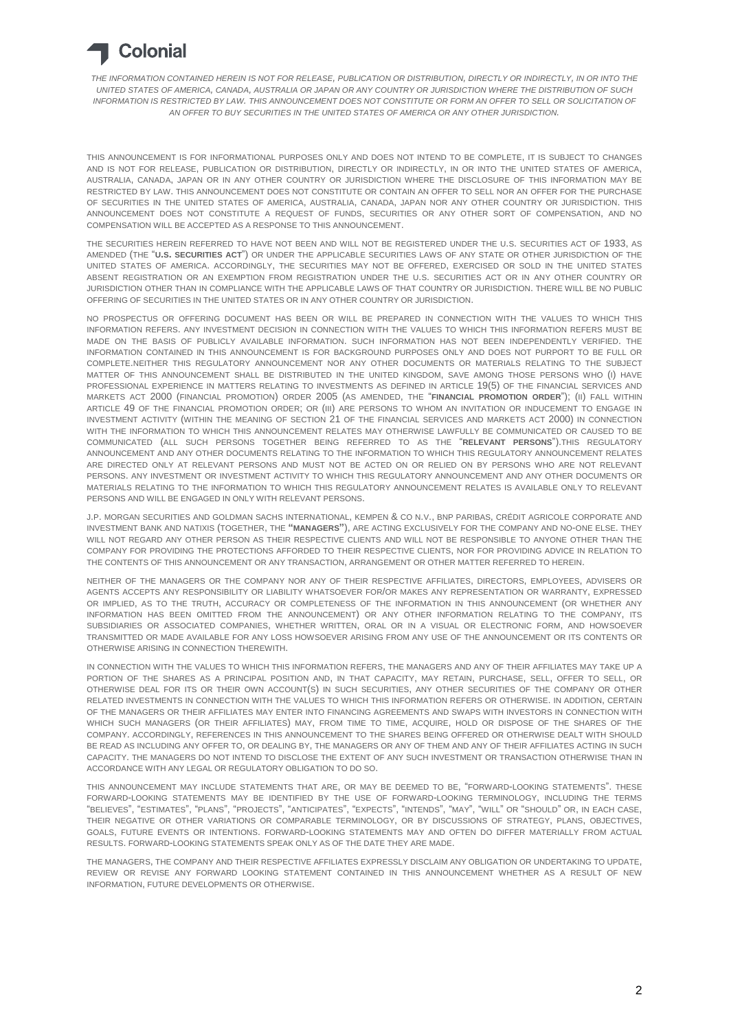**Colonial**

*THE INFORMATION CONTAINED HEREIN IS NOT FOR RELEASE, PUBLICATION OR DISTRIBUTION, DIRECTLY OR INDIRECTLY, IN OR INTO THE UNITED STATES OF AMERICA, CANADA, AUSTRALIA OR JAPAN OR ANY COUNTRY OR JURISDICTION WHERE THE DISTRIBUTION OF SUCH INFORMATION IS RESTRICTED BY LAW. THIS ANNOUNCEMENT DOES NOT CONSTITUTE OR FORM AN OFFER TO SELL OR SOLICITATION OF AN OFFER TO BUY SECURITIES IN THE UNITED STATES OF AMERICA OR ANY OTHER JURISDICTION.*

THIS ANNOUNCEMENT IS FOR INFORMATIONAL PURPOSES ONLY AND DOES NOT INTEND TO BE COMPLETE, IT IS SUBJECT TO CHANGES AND IS NOT FOR RELEASE, PUBLICATION OR DISTRIBUTION, DIRECTLY OR INDIRECTLY, IN OR INTO THE UNITED STATES OF AMERICA, AUSTRALIA, CANADA, JAPAN OR IN ANY OTHER COUNTRY OR JURISDICTION WHERE THE DISCLOSURE OF THIS INFORMATION MAY BE RESTRICTED BY LAW. THIS ANNOUNCEMENT DOES NOT CONSTITUTE OR CONTAIN AN OFFER TO SELL NOR AN OFFER FOR THE PURCHASE OF SECURITIES IN THE UNITED STATES OF AMERICA, AUSTRALIA, CANADA, JAPAN NOR ANY OTHER COUNTRY OR JURISDICTION. THIS ANNOUNCEMENT DOES NOT CONSTITUTE A REQUEST OF FUNDS, SECURITIES OR ANY OTHER SORT OF COMPENSATION, AND NO COMPENSATION WILL BE ACCEPTED AS A RESPONSE TO THIS ANNOUNCEMENT.

THE SECURITIES HEREIN REFERRED TO HAVE NOT BEEN AND WILL NOT BE REGISTERED UNDER THE U.S. SECURITIES ACT OF 1933, AS AMENDED (THE "**U.S. SECURITIES ACT**") OR UNDER THE APPLICABLE SECURITIES LAWS OF ANY STATE OR OTHER JURISDICTION OF THE UNITED STATES OF AMERICA. ACCORDINGLY, THE SECURITIES MAY NOT BE OFFERED, EXERCISED OR SOLD IN THE UNITED STATES ABSENT REGISTRATION OR AN EXEMPTION FROM REGISTRATION UNDER THE U.S. SECURITIES ACT OR IN ANY OTHER COUNTRY OR JURISDICTION OTHER THAN IN COMPLIANCE WITH THE APPLICABLE LAWS OF THAT COUNTRY OR JURISDICTION. THERE WILL BE NO PUBLIC OFFERING OF SECURITIES IN THE UNITED STATES OR IN ANY OTHER COUNTRY OR JURISDICTION.

NO PROSPECTUS OR OFFERING DOCUMENT HAS BEEN OR WILL BE PREPARED IN CONNECTION WITH THE VALUES TO WHICH THIS INFORMATION REFERS. ANY INVESTMENT DECISION IN CONNECTION WITH THE VALUES TO WHICH THIS INFORMATION REFERS MUST BE MADE ON THE BASIS OF PUBLICLY AVAILABLE INFORMATION. SUCH INFORMATION HAS NOT BEEN INDEPENDENTLY VERIFIED. THE INFORMATION CONTAINED IN THIS ANNOUNCEMENT IS FOR BACKGROUND PURPOSES ONLY AND DOES NOT PURPORT TO BE FULL OR COMPLETE.NEITHER THIS REGULATORY ANNOUNCEMENT NOR ANY OTHER DOCUMENTS OR MATERIALS RELATING TO THE SUBJECT MATTER OF THIS ANNOUNCEMENT SHALL BE DISTRIBUTED IN THE UNITED KINGDOM, SAVE AMONG THOSE PERSONS WHO (I) HAVE PROFESSIONAL EXPERIENCE IN MATTERS RELATING TO INVESTMENTS AS DEFINED IN ARTICLE 19(5) OF THE FINANCIAL SERVICES AND MARKETS ACT 2000 (FINANCIAL PROMOTION) ORDER 2005 (AS AMENDED, THE "**FINANCIAL PROMOTION ORDER**"); (II) FALL WITHIN ARTICLE 49 OF THE FINANCIAL PROMOTION ORDER; OR (III) ARE PERSONS TO WHOM AN INVITATION OR INDUCEMENT TO ENGAGE IN INVESTMENT ACTIVITY (WITHIN THE MEANING OF SECTION 21 OF THE FINANCIAL SERVICES AND MARKETS ACT 2000) IN CONNECTION WITH THE INFORMATION TO WHICH THIS ANNOUNCEMENT RELATES MAY OTHERWISE LAWFULLY BE COMMUNICATED OR CAUSED TO BE COMMUNICATED (ALL SUCH PERSONS TOGETHER BEING REFERRED TO AS THE "**RELEVANT PERSONS**").THIS REGULATORY ANNOUNCEMENT AND ANY OTHER DOCUMENTS RELATING TO THE INFORMATION TO WHICH THIS REGULATORY ANNOUNCEMENT RELATES ARE DIRECTED ONLY AT RELEVANT PERSONS AND MUST NOT BE ACTED ON OR RELIED ON BY PERSONS WHO ARE NOT RELEVANT PERSONS. ANY INVESTMENT OR INVESTMENT ACTIVITY TO WHICH THIS REGULATORY ANNOUNCEMENT AND ANY OTHER DOCUMENTS OR MATERIALS RELATING TO THE INFORMATION TO WHICH THIS REGULATORY ANNOUNCEMENT RELATES IS AVAILABLE ONLY TO RELEVANT PERSONS AND WILL BE ENGAGED IN ONLY WITH RELEVANT PERSONS.

J.P. MORGAN SECURITIES AND GOLDMAN SACHS INTERNATIONAL, KEMPEN & CO N.V., BNP PARIBAS, CRÉDIT AGRICOLE CORPORATE AND INVESTMENT BANK AND NATIXIS (TOGETHER, THE "**MANAGERS**"), ARE ACTING EXCLUSIVELY FOR THE COMPANY AND NO-ONE ELSE. THEY WILL NOT REGARD ANY OTHER PERSON AS THEIR RESPECTIVE CLIENTS AND WILL NOT BE RESPONSIBLE TO ANYONE OTHER THAN THE COMPANY FOR PROVIDING THE PROTECTIONS AFFORDED TO THEIR RESPECTIVE CLIENTS, NOR FOR PROVIDING ADVICE IN RELATION TO THE CONTENTS OF THIS ANNOUNCEMENT OR ANY TRANSACTION, ARRANGEMENT OR OTHER MATTER REFERRED TO HEREIN.

NEITHER OF THE MANAGERS OR THE COMPANY NOR ANY OF THEIR RESPECTIVE AFFILIATES, DIRECTORS, EMPLOYEES, ADVISERS OR AGENTS ACCEPTS ANY RESPONSIBILITY OR LIABILITY WHATSOEVER FOR/OR MAKES ANY REPRESENTATION OR WARRANTY, EXPRESSED OR IMPLIED, AS TO THE TRUTH, ACCURACY OR COMPLETENESS OF THE INFORMATION IN THIS ANNOUNCEMENT (OR WHETHER ANY INFORMATION HAS BEEN OMITTED FROM THE ANNOUNCEMENT) OR ANY OTHER INFORMATION RELATING TO THE COMPANY, ITS SUBSIDIARIES OR ASSOCIATED COMPANIES, WHETHER WRITTEN, ORAL OR IN A VISUAL OR ELECTRONIC FORM, AND HOWSOEVER TRANSMITTED OR MADE AVAILABLE FOR ANY LOSS HOWSOEVER ARISING FROM ANY USE OF THE ANNOUNCEMENT OR ITS CONTENTS OR OTHERWISE ARISING IN CONNECTION THEREWITH.

IN CONNECTION WITH THE VALUES TO WHICH THIS INFORMATION REFERS, THE MANAGERS AND ANY OF THEIR AFFILIATES MAY TAKE UP A PORTION OF THE SHARES AS A PRINCIPAL POSITION AND, IN THAT CAPACITY, MAY RETAIN, PURCHASE, SELL, OFFER TO SELL, OR OTHERWISE DEAL FOR ITS OR THEIR OWN ACCOUNT(S) IN SUCH SECURITIES, ANY OTHER SECURITIES OF THE COMPANY OR OTHER RELATED INVESTMENTS IN CONNECTION WITH THE VALUES TO WHICH THIS INFORMATION REFERS OR OTHERWISE. IN ADDITION, CERTAIN OF THE MANAGERS OR THEIR AFFILIATES MAY ENTER INTO FINANCING AGREEMENTS AND SWAPS WITH INVESTORS IN CONNECTION WITH WHICH SUCH MANAGERS (OR THEIR AFFILIATES) MAY, FROM TIME TO TIME, ACQUIRE, HOLD OR DISPOSE OF THE SHARES OF THE COMPANY. ACCORDINGLY, REFERENCES IN THIS ANNOUNCEMENT TO THE SHARES BEING OFFERED OR OTHERWISE DEALT WITH SHOULD BE READ AS INCLUDING ANY OFFER TO, OR DEALING BY, THE MANAGERS OR ANY OF THEM AND ANY OF THEIR AFFILIATES ACTING IN SUCH CAPACITY. THE MANAGERS DO NOT INTEND TO DISCLOSE THE EXTENT OF ANY SUCH INVESTMENT OR TRANSACTION OTHERWISE THAN IN ACCORDANCE WITH ANY LEGAL OR REGULATORY OBLIGATION TO DO SO.

THIS ANNOUNCEMENT MAY INCLUDE STATEMENTS THAT ARE, OR MAY BE DEEMED TO BE, "FORWARD-LOOKING STATEMENTS". THESE FORWARD-LOOKING STATEMENTS MAY BE IDENTIFIED BY THE USE OF FORWARD-LOOKING TERMINOLOGY, INCLUDING THE TERMS "BELIEVES", "ESTIMATES", "PLANS", "PROJECTS", "ANTICIPATES", "EXPECTS", "INTENDS", "MAY", "WILL" OR "SHOULD" OR, IN EACH CASE, THEIR NEGATIVE OR OTHER VARIATIONS OR COMPARABLE TERMINOLOGY, OR BY DISCUSSIONS OF STRATEGY, PLANS, OBJECTIVES, GOALS, FUTURE EVENTS OR INTENTIONS. FORWARD-LOOKING STATEMENTS MAY AND OFTEN DO DIFFER MATERIALLY FROM ACTUAL RESULTS. FORWARD-LOOKING STATEMENTS SPEAK ONLY AS OF THE DATE THEY ARE MADE.

THE MANAGERS, THE COMPANY AND THEIR RESPECTIVE AFFILIATES EXPRESSLY DISCLAIM ANY OBLIGATION OR UNDERTAKING TO UPDATE, REVIEW OR REVISE ANY FORWARD LOOKING STATEMENT CONTAINED IN THIS ANNOUNCEMENT WHETHER AS A RESULT OF NEW INFORMATION, FUTURE DEVELOPMENTS OR OTHERWISE.